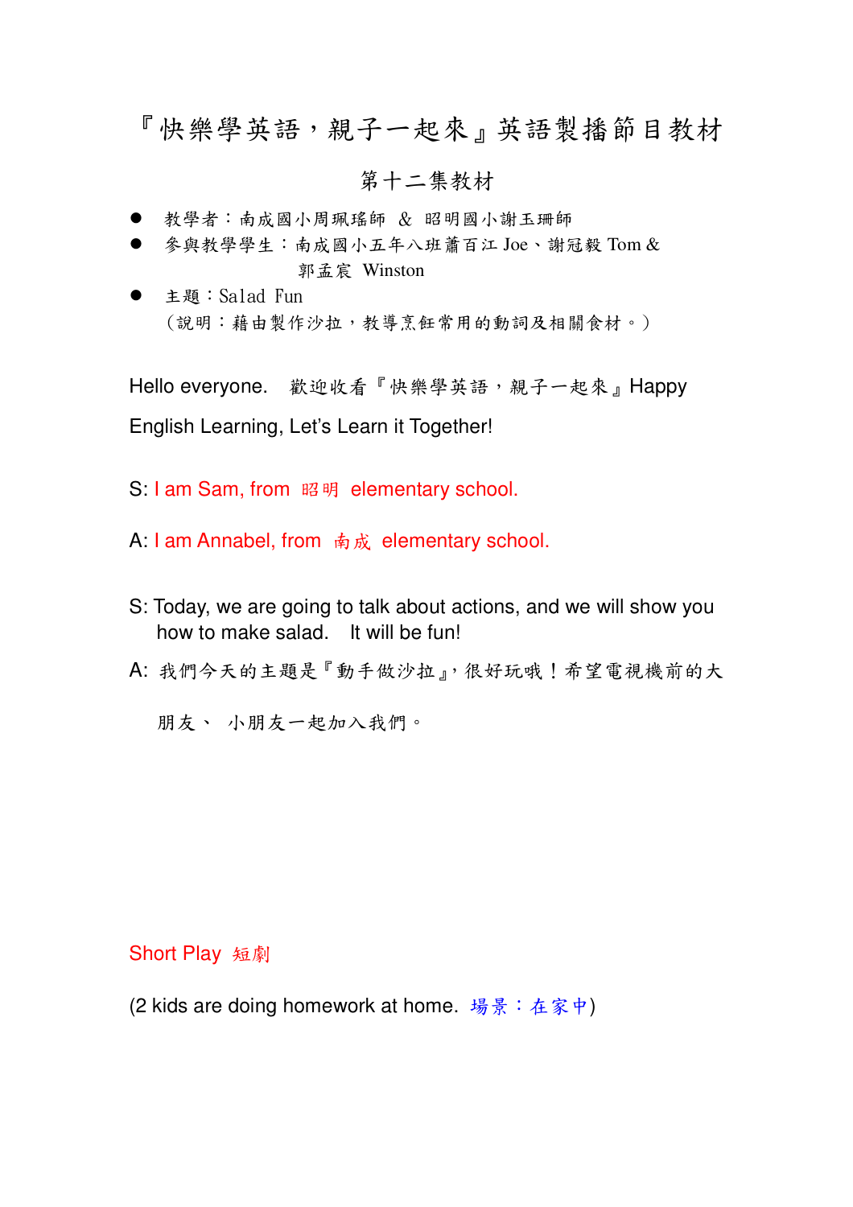# 『快樂學英語，親子一起來』英語製播節目教材

## 第十二集教材

- 教學者：南成國小周珮瑤師 & 昭明國小謝玉珊師
- 參與教學學生：南成國小五年八班蕭百江 Joe、謝冠毅 Tom & 郭孟宸 Winston
- 主題：Salad Fun
  （說明：藉由製作沙拉，教導烹飪常用的動詞及相關食材。）

Hello everyone. 歡迎收看『快樂學英語，親子一起來』Happy English Learning, Let's Learn it Together!

S: I am Sam, from 昭明 elementary school.

A: I am Annabel, from 南成 elementary school.

S: Today, we are going to talk about actions, and we will show you how to make salad. It will be fun!

A: 我們今天的主題是『動手做沙拉』，很好玩哦！希望電視機前的大朋友、小朋友一起加入我們。

Short Play 短劇

(2 kids are doing homework at home. 場景：在家中)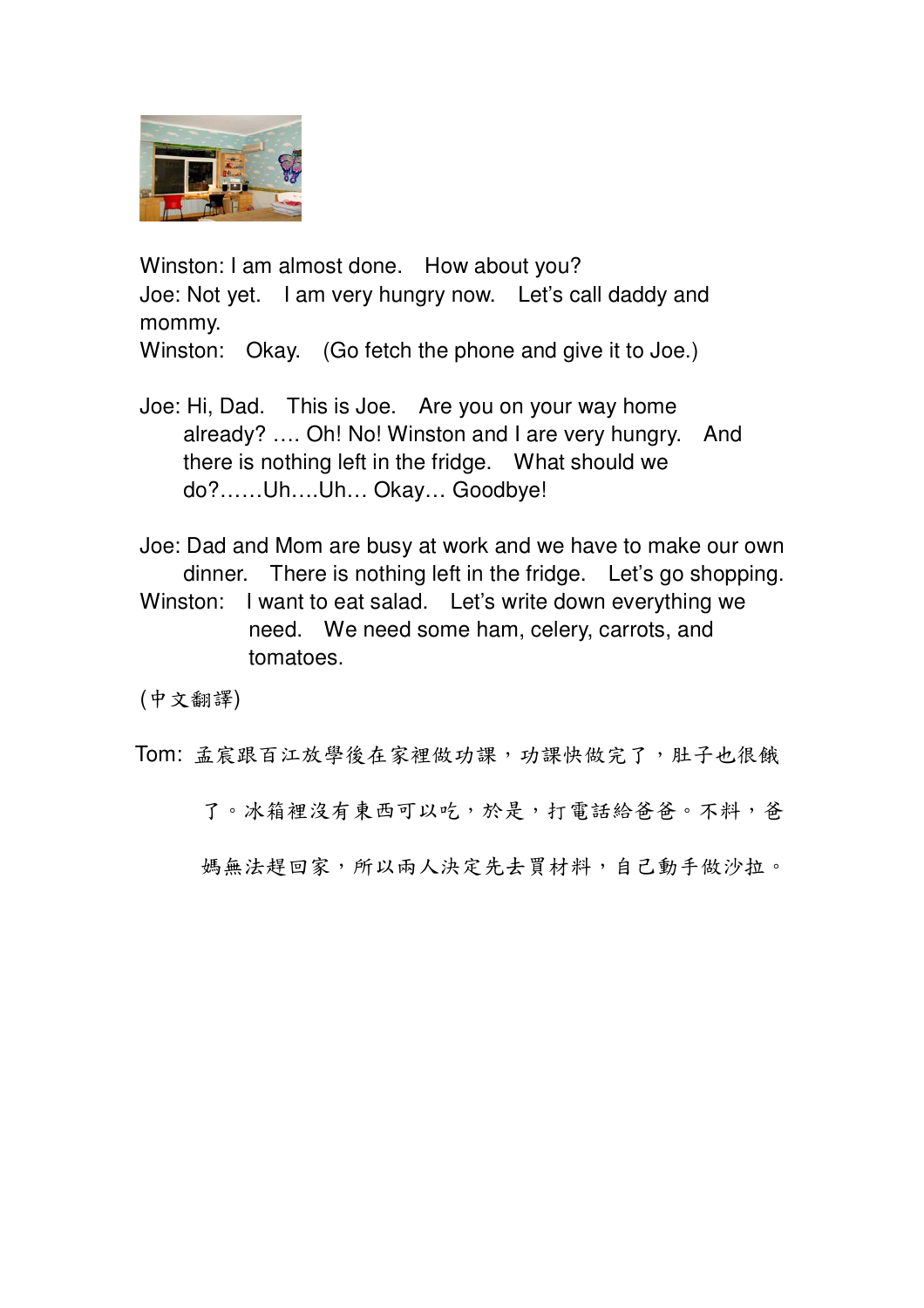Winston: I am almost done. How about you?
Joe: Not yet. I am very hungry now. Let's call daddy and mommy.
Winston: Okay. (Go fetch the phone and give it to Joe.)

Joe: Hi, Dad. This is Joe. Are you on your way home already? …. Oh! No! Winston and I are very hungry. And there is nothing left in the fridge. What should we do?……Uh….Uh… Okay… Goodbye!

Joe: Dad and Mom are busy at work and we have to make our own dinner. There is nothing left in the fridge. Let's go shopping.
Winston: I want to eat salad. Let's write down everything we need. We need some ham, celery, carrots, and tomatoes.

(中文翻譯)

Tom: 孟宸跟百江放學後在家裡做功課，功課快做完了，肚子也很餓了。冰箱裡沒有東西可以吃，於是，打電話給爸爸。不料，爸媽無法趕回家，所以兩人決定先去買材料，自己動手做沙拉。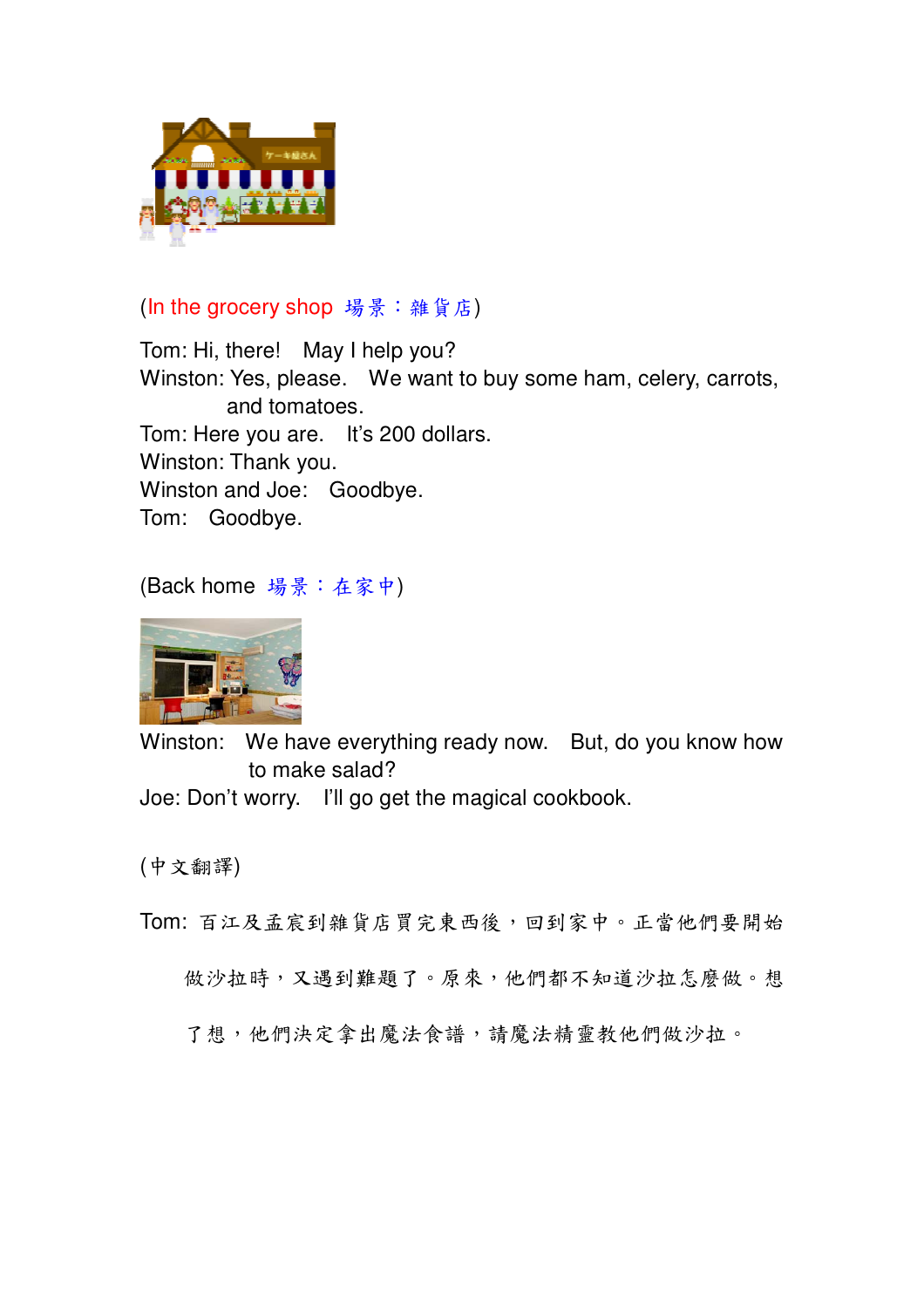(In the grocery shop 場景：雜貨店)

Tom: Hi, there! May I help you?
Winston: Yes, please. We want to buy some ham, celery, carrots, and tomatoes.
Tom: Here you are. It's 200 dollars.
Winston: Thank you.
Winston and Joe: Goodbye.
Tom: Goodbye.

(Back home 場景：在家中)

Winston: We have everything ready now. But, do you know how to make salad?
Joe: Don't worry. I'll go get the magical cookbook.

(中文翻譯)

Tom: 百江及孟宸到雜貨店買完東西後，回到家中。正當他們要開始做沙拉時，又遇到難題了。原來，他們都不知道沙拉怎麼做。想了想，他們決定拿出魔法食譜，請魔法精靈教他們做沙拉。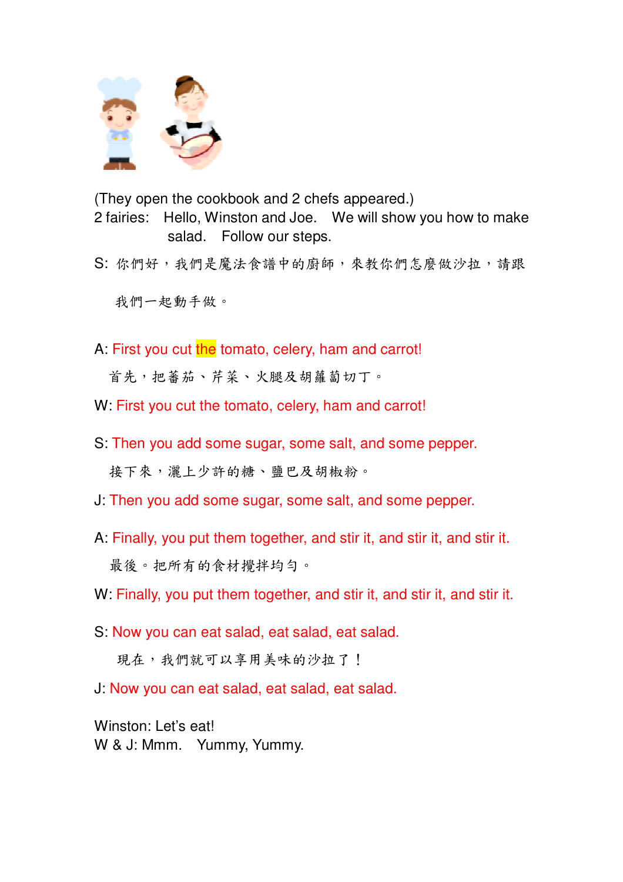(They open the cookbook and 2 chefs appeared.)

2 fairies: Hello, Winston and Joe. We will show you how to make salad. Follow our steps.

S: 你們好，我們是魔法食譜中的廚師，來教你們怎麼做沙拉，請跟我們一起動手做。

A: First you cut the tomato, celery, ham and carrot!

首先，把蕃茄、芹菜、火腿及胡蘿蔔切丁。

W: First you cut the tomato, celery, ham and carrot!

S: Then you add some sugar, some salt, and some pepper.

接下來，灑上少許的糖、鹽巴及胡椒粉。

J: Then you add some sugar, some salt, and some pepper.

A: Finally, you put them together, and stir it, and stir it, and stir it.

最後。把所有的食材攪拌均勻。

W: Finally, you put them together, and stir it, and stir it, and stir it.

S: Now you can eat salad, eat salad, eat salad.

現在，我們就可以享用美味的沙拉了！

J: Now you can eat salad, eat salad, eat salad.

Winston: Let's eat!

W & J: Mmm. Yummy, Yummy.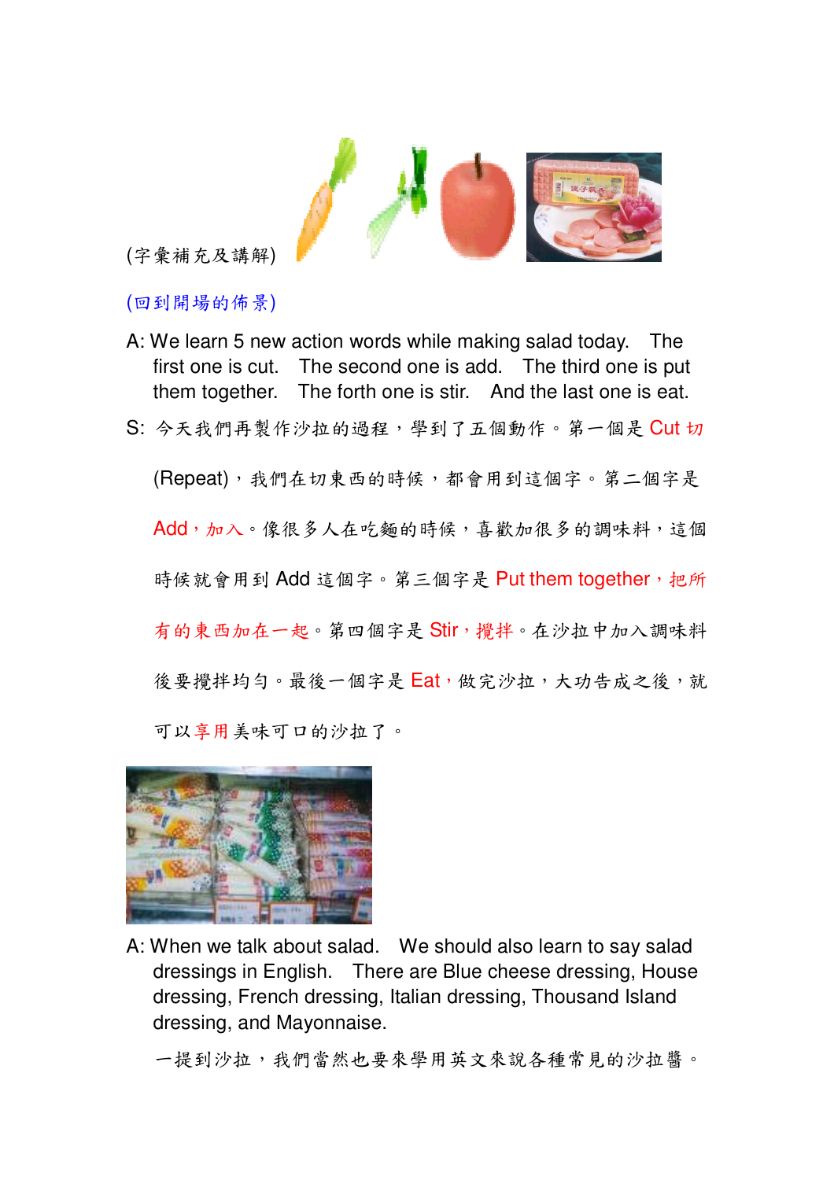(字彙補充及講解)

(回到開場的佈景)

A: We learn 5 new action words while making salad today. The first one is cut. The second one is add. The third one is put them together. The forth one is stir. And the last one is eat.

S: 今天我們再製作沙拉的過程，學到了五個動作。第一個是 Cut 切 (Repeat)，我們在切東西的時候，都會用到這個字。第二個字是 Add，加入。像很多人在吃麵的時候，喜歡加很多的調味料，這個時候就會用到 Add 這個字。第三個字是 Put them together，把所有的東西加在一起。第四個字是 Stir，攪拌。在沙拉中加入調味料後要攪拌均勻。最後一個字是 Eat，做完沙拉，大功告成之後，就可以享用美味可口的沙拉了。

A: When we talk about salad. We should also learn to say salad dressings in English. There are Blue cheese dressing, House dressing, French dressing, Italian dressing, Thousand Island dressing, and Mayonnaise.

一提到沙拉，我們當然也要來學用英文來說各種常見的沙拉醬。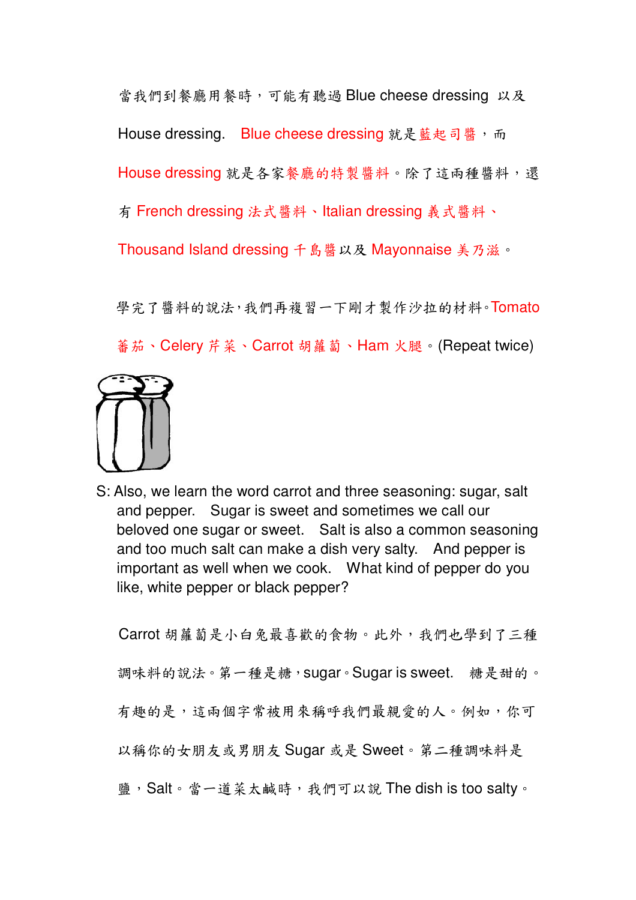當我們到餐廳用餐時，可能有聽過 Blue cheese dressing 以及 House dressing. Blue cheese dressing 就是藍起司醬，而 House dressing 就是各家餐廳的特製醬料。除了這兩種醬料，還有 French dressing 法式醬料、Italian dressing 義式醬料、Thousand Island dressing 千島醬以及 Mayonnaise 美乃滋。

學完了醬料的說法，我們再複習一下剛才製作沙拉的材料。Tomato 蕃茄、Celery 芹菜、Carrot 胡蘿蔔、Ham 火腿。(Repeat twice)

S: Also, we learn the word carrot and three seasoning: sugar, salt and pepper. Sugar is sweet and sometimes we call our beloved one sugar or sweet. Salt is also a common seasoning and too much salt can make a dish very salty. And pepper is important as well when we cook. What kind of pepper do you like, white pepper or black pepper?

Carrot 胡蘿蔔是小白兔最喜歡的食物。此外，我們也學到了三種調味料的說法。第一種是糖，sugar。Sugar is sweet. 糖是甜的。有趣的是，這兩個字常被用來稱呼我們最親愛的人。例如，你可以稱你的女朋友或男朋友 Sugar 或是 Sweet。第二種調味料是鹽，Salt。當一道菜太鹹時，我們可以說 The dish is too salty。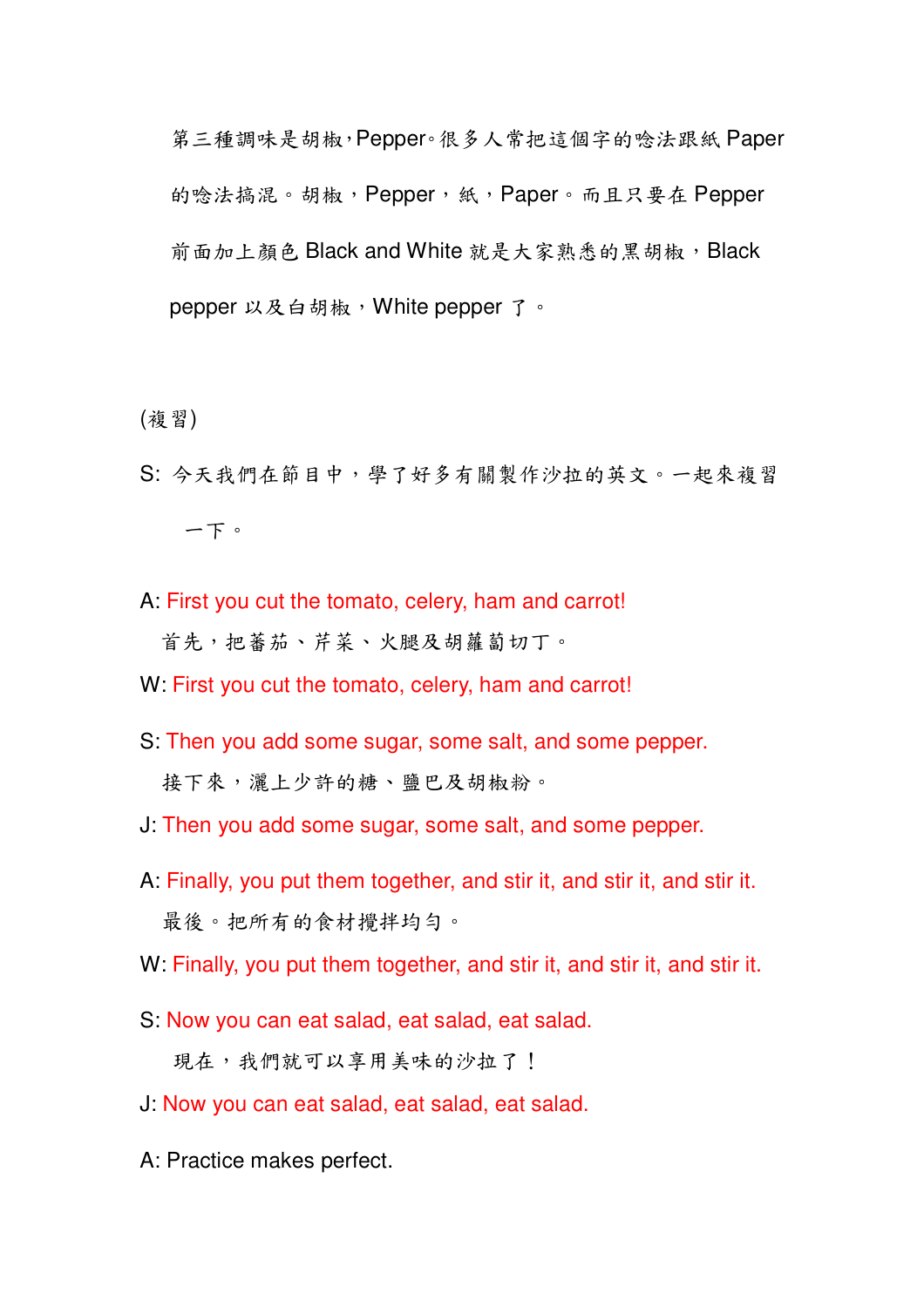第三種調味是胡椒，Pepper。很多人常把這個字的唸法跟紙 Paper 的唸法搞混。胡椒，Pepper，紙，Paper。而且只要在 Pepper 前面加上顏色 Black and White 就是大家熟悉的黑胡椒，Black pepper 以及白胡椒，White pepper 了。

(複習)

S: 今天我們在節目中，學了好多有關製作沙拉的英文。一起來複習一下。

A: First you cut the tomato, celery, ham and carrot!
首先，把蕃茄、芹菜、火腿及胡蘿蔔切丁。

W: First you cut the tomato, celery, ham and carrot!

S: Then you add some sugar, some salt, and some pepper.
接下來，灑上少許的糖、鹽巴及胡椒粉。

J: Then you add some sugar, some salt, and some pepper.

A: Finally, you put them together, and stir it, and stir it, and stir it.
最後。把所有的食材攪拌均勻。

W: Finally, you put them together, and stir it, and stir it, and stir it.

S: Now you can eat salad, eat salad, eat salad.
現在，我們就可以享用美味的沙拉了！

J: Now you can eat salad, eat salad, eat salad.

A: Practice makes perfect.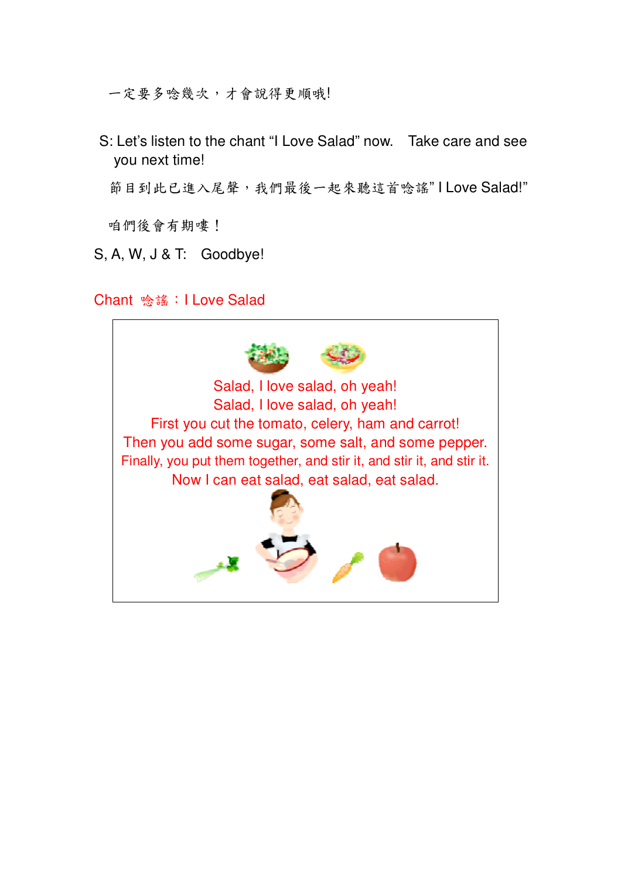一定要多唸幾次，才會說得更順哦!

S: Let's listen to the chant "I Love Salad" now.　Take care and see you next time!

節目到此已進入尾聲，我們最後一起來聽這首唸謠" I Love Salad!"

咱們後會有期嘍！

S, A, W, J & T:　Goodbye!

Chant 唸謠：I Love Salad

Salad, I love salad, oh yeah!
Salad, I love salad, oh yeah!
First you cut the tomato, celery, ham and carrot!
Then you add some sugar, some salt, and some pepper.
Finally, you put them together, and stir it, and stir it, and stir it.
Now I can eat salad, eat salad, eat salad.